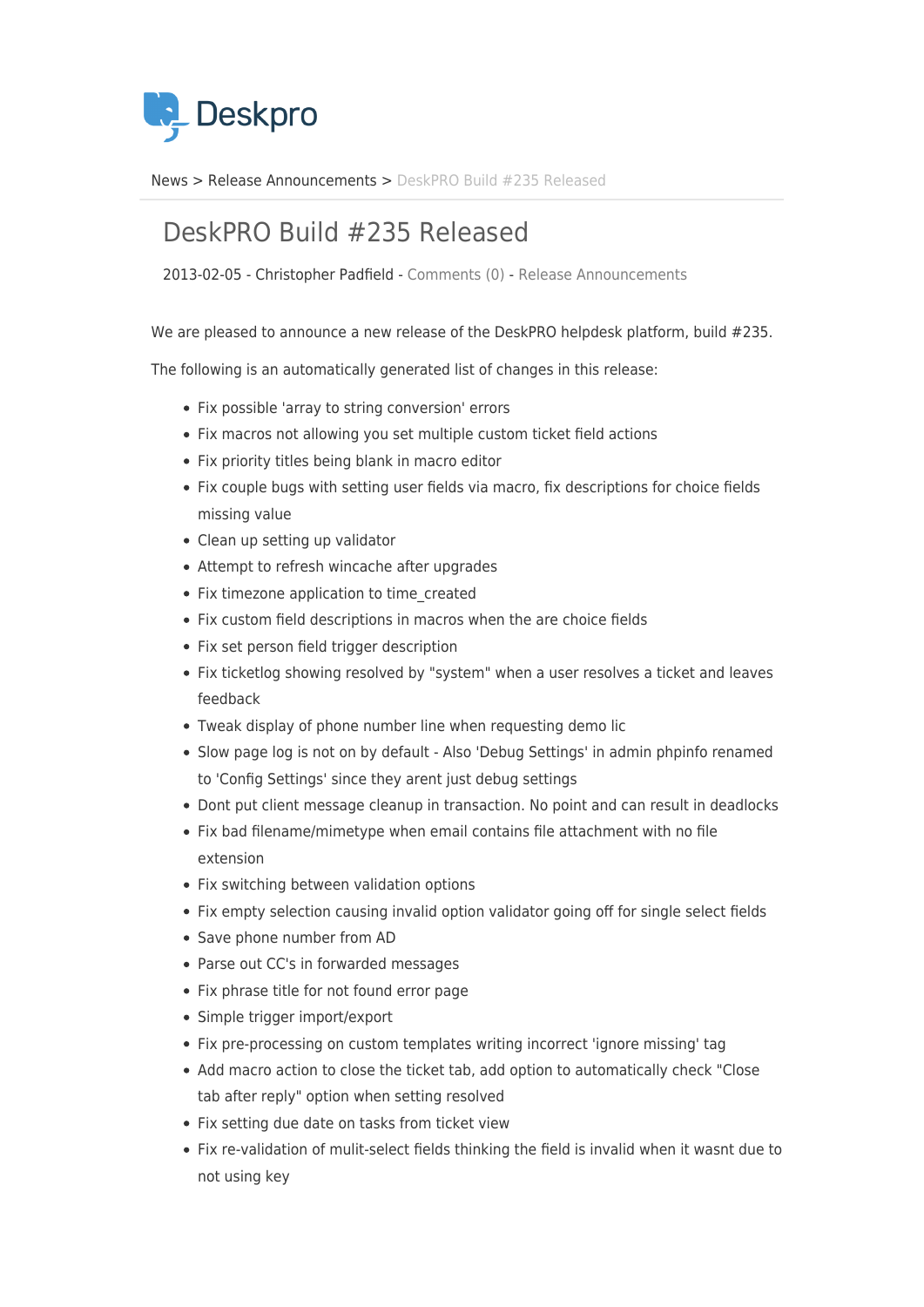Deskpro

News > Release Announcements > DeskPRO Build #235 Released

# DeskPRO Build #235 Released

2013-02-05 - Christopher Padfield - Comments (0) - Release Announcements

We are pleased to announce a new release of the DeskPRO helpdesk platform, build #235.

The following is an automatically generated list of changes in this release:

- Fix possible 'array to string conversion' errors
- Fix macros not allowing you set multiple custom ticket field actions
- Fix priority titles being blank in macro editor
- Fix couple bugs with setting user fields via macro, fix descriptions for choice fields missing value
- Clean up setting up validator
- Attempt to refresh wincache after upgrades
- Fix timezone application to time_created
- Fix custom field descriptions in macros when the are choice fields
- Fix set person field trigger description
- Fix ticketlog showing resolved by "system" when a user resolves a ticket and leaves feedback
- Tweak display of phone number line when requesting demo lic
- Slow page log is not on by default - Also 'Debug Settings' in admin phpinfo renamed to 'Config Settings' since they arent just debug settings
- Dont put client message cleanup in transaction. No point and can result in deadlocks
- Fix bad filename/mimetype when email contains file attachment with no file extension
- Fix switching between validation options
- Fix empty selection causing invalid option validator going off for single select fields
- Save phone number from AD
- Parse out CC's in forwarded messages
- Fix phrase title for not found error page
- Simple trigger import/export
- Fix pre-processing on custom templates writing incorrect 'ignore missing' tag
- Add macro action to close the ticket tab, add option to automatically check "Close tab after reply" option when setting resolved
- Fix setting due date on tasks from ticket view
- Fix re-validation of mulit-select fields thinking the field is invalid when it wasnt due to not using key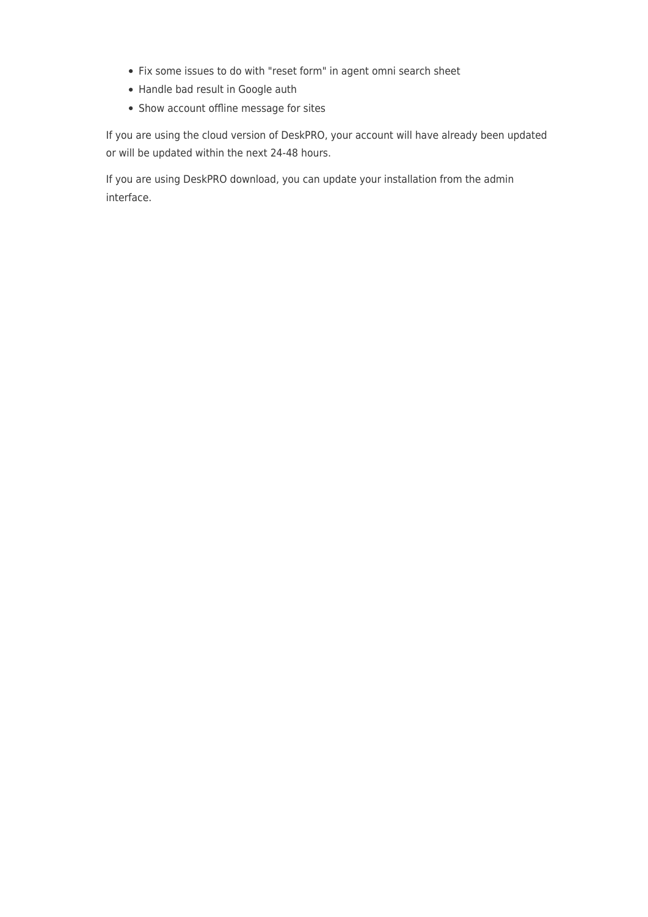- Fix some issues to do with "reset form" in agent omni search sheet
- Handle bad result in Google auth
- Show account offline message for sites

If you are using the cloud version of DeskPRO, your account will have already been updated or will be updated within the next 24-48 hours.

If you are using DeskPRO download, you can update your installation from the admin interface.